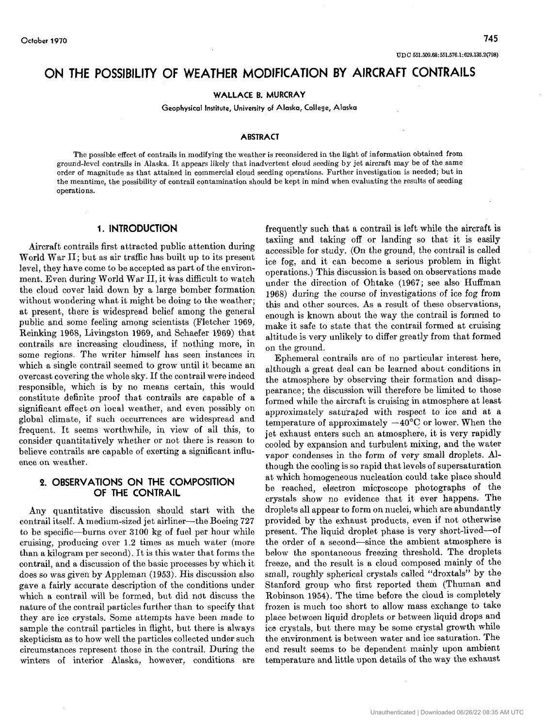UDC 551.509.68:551.576.1:629.135.2(798)

# ON THE POSSIBILITY OF WEATHER MODIFICATION BY AIRCRAFT CONTRAILS

**WALLACE B. MURCRAY**

Geophysical Institute, University of Alaska, College, Alaska

## ABSTRACT

The possible effect of contrails in modifying the weather is reconsidered in the light of information obtained from ground-level contrails in Alaska. It appears likely that inadvertent cloud seeding by jet aircraft may be of the same order of magnitude as that attained in commercial cloud seeding operations. Further investigation is needed; but in the meantime, the possibility of contrail contamination should be kept in mind when evaluating the results of seeding operations.

## 1. INTRODUCTION

Aircraft contrails first attracted public attention during World War II; but as air traffic has built up to its present level, they have come to be accepted as part of the environment. Even during World War II, it was difficult to watch the cloud cover laid down by a large bomber formation without wondering what it might be doing to the weather; at present, there is widespread belief among the general public and some feeling among scientists (Fletcher 1969, Reinking 1968, Livingston 1969, and Schaefer 1969) that contrails are increasing cloudiness, if nothing more, in some regions. The writer himself has seen instances in which a single contrail seemed to grow until it became an overcast covering the whole sky. If the contrail were indeed responsible, which is by no means certain, this would constitute definite proof that contrails are capable of a significant effect on local weather, and even possibly on global climate, if such occurrences are widespread and frequent. It seems worthwhile, in view of all this, to consider quantitatively whether or not there is reason to believe contrails are capable of exerting a significant influence on weather.

## 2. OBSERVATIONS ON THE COMPOSITION OF THE CONTRAIL

Any quantitative discussion should start with the contrail itself. A medium-sized jet airliner—the Boeing 727 to be specific—burns over 3100 kg of fuel per hour while cruising, producing over 1.2 times as much water (more than a kilogram per second). It is this water that forms the contrail, and a discussion of the basic processes by which it does so was given by Appleman (1953). His discussion also gave a fairly accurate description of the conditions under which a contrail will be formed, but did not discuss the nature of the contrail particles further than to specify that they are ice crystals. Some attempts have been made to sample the contrail particles in flight, but there is always skepticism as to how well the particles collected under such circumstances represent those in the contrail. During the winters of interior Alaska, however, conditions are frequently such that a contrail is left while the aircraft is taxiing and taking off or landing so that it is easily accessible for study. (On the ground, the contrail is called ice fog, and it can become a serious problem in flight operations.) This discussion is based on observations made under the direction of Ohtake (1967; see also Huffman 1968) during the course of investigations of ice fog from this and other sources. As a result of these observations, enough is known about the way the contrail is formed to make it safe to state that the contrail formed at cruising altitude is very unlikely to differ greatly from that formed on the ground.

Ephemeral contrails are of no particular interest here, although a great deal can be learned about conditions in the atmosphere by observing their formation and disappearance; the discussion will therefore be limited to those formed while the aircraft is cruising in atmosphere at least approximately saturated with respect to ice and at a temperature of approximately −40°C or lower. When the jet exhaust enters such an atmosphere, it is very rapidly cooled by expansion and turbulent mixing, and the water vapor condenses in the form of very small droplets. Although the cooling is so rapid that levels of supersaturation at which homogeneous nucleation could take place should be reached, electron microscope photographs of the crystals show no evidence that it ever happens. The droplets all appear to form on nuclei, which are abundantly provided by the exhaust products, even if not otherwise present. The liquid droplet phase is very short-lived—of the order of a second—since the ambient atmosphere is below the spontaneous freezing threshold. The droplets freeze, and the result is a cloud composed mainly of the small, roughly spherical crystals called "droxtals" by the Stanford group who first reported them (Thuman and Robinson 1954). The time before the cloud is completely frozen is much too short to allow mass exchange to take place between liquid droplets or between liquid drops and ice crystals, but there may be some crystal growth while the environment is between water and ice saturation. The end result seems to be dependent mainly upon ambient temperature and little upon details of the way the exhaust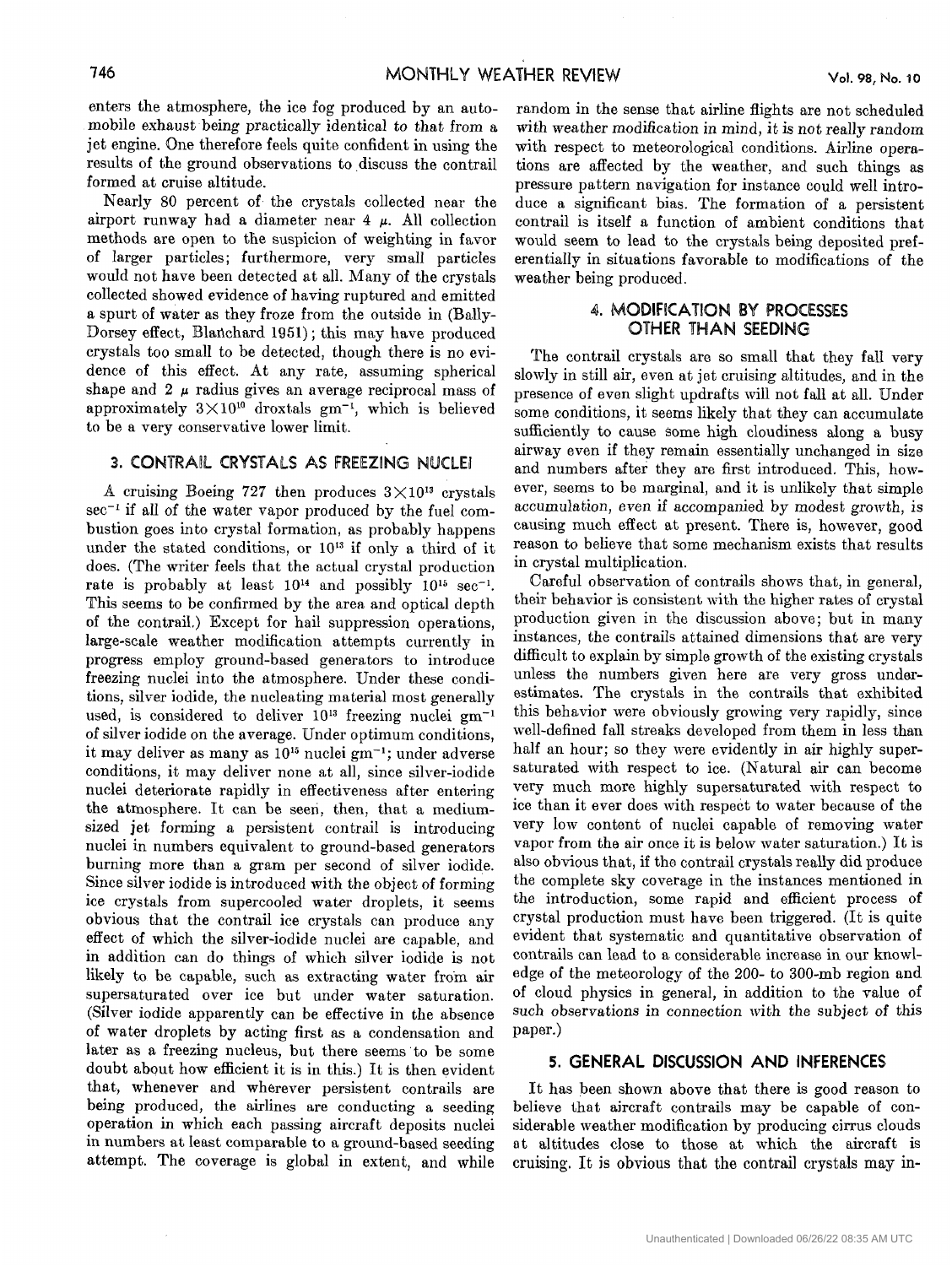enters the atmosphere, the ice fog produced by an automobile exhaust being practically identical to that from a jet engine. One therefore feels quite confident in using the results of the ground observations to discuss the contrail formed at cruise altitude.

Nearly 80 percent of the crystals collected near the airport runway had a diameter near 4 $\mu$. All collection methods are open to the suspicion of weighting in favor of larger particles; furthermore, very small particles would not have been detected at all. Many of the crystals collected showed evidence of having ruptured and emitted a spurt of water as they froze from the outside in (Bally-Dorsey effect, Blanchard 1951); this may have produced crystals too small to be detected, though there is no evidence of this effect. At any rate, assuming spherical shape and 2 $\mu$ radius gives an average reciprocal mass of approximately $3\times10^{10}$ droxtals gm$^{-1}$, which is believed to be a very conservative lower limit.

## 3. CONTRAIL CRYSTALS AS FREEZING NUCLEI

A cruising Boeing 727 then produces $3\times10^{13}$ crystals sec$^{-1}$ if all of the water vapor produced by the fuel combustion goes into crystal formation, as probably happens under the stated conditions, or $10^{13}$ if only a third of it does. (The writer feels that the actual crystal production rate is probably at least $10^{14}$ and possibly $10^{15}$ sec$^{-1}$. This seems to be confirmed by the area and optical depth of the contrail.) Except for hail suppression operations, large-scale weather modification attempts currently in progress employ ground-based generators to introduce freezing nuclei into the atmosphere. Under these conditions, silver iodide, the nucleating material most generally used, is considered to deliver $10^{13}$ freezing nuclei gm$^{-1}$ of silver iodide on the average. Under optimum conditions, it may deliver as many as $10^{15}$ nuclei gm$^{-1}$; under adverse conditions, it may deliver none at all, since silver-iodide nuclei deteriorate rapidly in effectiveness after entering the atmosphere. It can be seen, then, that a medium-sized jet forming a persistent contrail is introducing nuclei in numbers equivalent to ground-based generators burning more than a gram per second of silver iodide. Since silver iodide is introduced with the object of forming ice crystals from supercooled water droplets, it seems obvious that the contrail ice crystals can produce any effect of which the silver-iodide nuclei are capable, and in addition can do things of which silver iodide is not likely to be capable, such as extracting water from air supersaturated over ice but under water saturation. (Silver iodide apparently can be effective in the absence of water droplets by acting first as a condensation and later as a freezing nucleus, but there seems to be some doubt about how efficient it is in this.) It is then evident that, whenever and wherever persistent contrails are being produced, the airlines are conducting a seeding operation in which each passing aircraft deposits nuclei in numbers at least comparable to a ground-based seeding attempt. The coverage is global in extent, and while random in the sense that airline flights are not scheduled with weather modification in mind, it is not really random with respect to meteorological conditions. Airline operations are affected by the weather, and such things as pressure pattern navigation for instance could well introduce a significant bias. The formation of a persistent contrail is itself a function of ambient conditions that would seem to lead to the crystals being deposited preferentially in situations favorable to modifications of the weather being produced.

## 4. MODIFICATION BY PROCESSES OTHER THAN SEEDING

The contrail crystals are so small that they fall very slowly in still air, even at jet cruising altitudes, and in the presence of even slight updrafts will not fall at all. Under some conditions, it seems likely that they can accumulate sufficiently to cause some high cloudiness along a busy airway even if they remain essentially unchanged in size and numbers after they are first introduced. This, however, seems to be marginal, and it is unlikely that simple accumulation, even if accompanied by modest growth, is causing much effect at present. There is, however, good reason to believe that some mechanism exists that results in crystal multiplication.

Careful observation of contrails shows that, in general, their behavior is consistent with the higher rates of crystal production given in the discussion above; but in many instances, the contrails attained dimensions that are very difficult to explain by simple growth of the existing crystals unless the numbers given here are very gross underestimates. The crystals in the contrails that exhibited this behavior were obviously growing very rapidly, since well-defined fall streaks developed from them in less than half an hour; so they were evidently in air highly supersaturated with respect to ice. (Natural air can become very much more highly supersaturated with respect to ice than it ever does with respect to water because of the very low content of nuclei capable of removing water vapor from the air once it is below water saturation.) It is also obvious that, if the contrail crystals really did produce the complete sky coverage in the instances mentioned in the introduction, some rapid and efficient process of crystal production must have been triggered. (It is quite evident that systematic and quantitative observation of contrails can lead to a considerable increase in our knowledge of the meteorology of the 200- to 300-mb region and of cloud physics in general, in addition to the value of such observations in connection with the subject of this paper.)

## 5. GENERAL DISCUSSION AND INFERENCES

It has been shown above that there is good reason to believe that aircraft contrails may be capable of considerable weather modification by producing cirrus clouds at altitudes close to those at which the aircraft is cruising. It is obvious that the contrail crystals may in-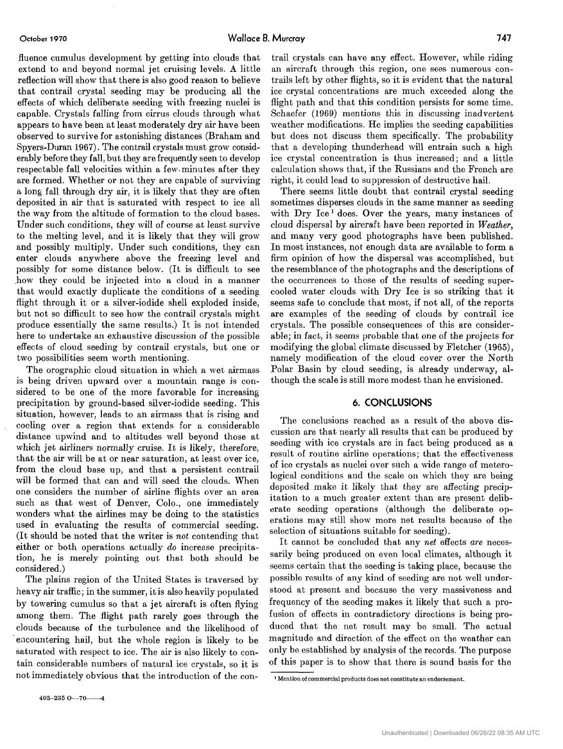fluence cumulus development by getting into clouds that extend to and beyond normal jet cruising levels. A little reflection will show that there is also good reason to believe that contrail crystal seeding may be producing all the effects of which deliberate seeding with freezing nuclei is capable. Crystals falling from cirrus clouds through what appears to have been at least moderately dry air have been observed to survive for astonishing distances (Braham and Spyers-Duran 1967). The contrail crystals must grow considerably before they fall, but they are frequently seen to develop respectable fall velocities within a few minutes after they are formed. Whether or not they are capable of surviving a long fall through dry air, it is likely that they are often deposited in air that is saturated with respect to ice all the way from the altitude of formation to the cloud bases. Under such conditions, they will of course at least survive to the melting level, and it is likely that they will grow and possibly multiply. Under such conditions, they can enter clouds anywhere above the freezing level and possibly for some distance below. (It is difficult to see how they could be injected into a cloud in a manner that would exactly duplicate the conditions of a seeding flight through it or a silver-iodide shell exploded inside, but not so difficult to see how the contrail crystals might produce essentially the same results.) It is not intended here to undertake an exhaustive discussion of the possible effects of cloud seeding by contrail crystals, but one or two possibilities seem worth mentioning.

The orographic cloud situation in which a wet airmass is being driven upward over a mountain range is considered to be one of the more favorable for increasing precipitation by ground-based silver-iodide seeding. This situation, however, leads to an airmass that is rising and cooling over a region that extends for a considerable distance upwind and to altitudes well beyond those at which jet airliners normally cruise. It is likely, therefore, that the air will be at or near saturation, at least over ice, from the cloud base up, and that a persistent contrail will be formed that can and will seed the clouds. When one considers the number of airline flights over an area such as that west of Denver, Colo., one immediately wonders what the airlines may be doing to the statistics used in evaluating the results of commercial seeding. (It should be noted that the writer is *not* contending that either or both operations actually *do* increase precipitation, he is merely pointing out that both should be considered.)

The plains region of the United States is traversed by heavy air traffic; in the summer, it is also heavily populated by towering cumulus so that a jet aircraft is often flying among them. The flight path rarely goes through the clouds because of the turbulence and the likelihood of encountering hail, but the whole region is likely to be saturated with respect to ice. The air is also likely to contain considerable numbers of natural ice crystals, so it is not immediately obvious that the introduction of the contrail crystals can have any effect. However, while riding an aircraft through this region, one sees numerous contrails left by other flights, so it is evident that the natural ice crystal concentrations are much exceeded along the flight path and that this condition persists for some time. Schaefer (1969) mentions this in discussing inadvertent weather modifications. He implies the seeding capabilities but does not discuss them specifically. The probability that a developing thunderhead will entrain such a high ice crystal concentration is thus increased; and a little calculation shows that, if the Russians and the French are right, it could lead to suppression of destructive hail.

There seems little doubt that contrail crystal seeding sometimes disperses clouds in the same manner as seeding with Dry Ice[1] does. Over the years, many instances of cloud dispersal by aircraft have been reported in *Weather*, and many very good photographs have been published. In most instances, not enough data are available to form a firm opinion of how the dispersal was accomplished, but the resemblance of the photographs and the descriptions of the occurrences to those of the results of seeding supercooled water clouds with Dry Ice is so striking that it seems safe to conclude that most, if not all, of the reports are examples of the seeding of clouds by contrail ice crystals. The possible consequences of this are considerable; in fact, it seems probable that one of the projects for modifying the global climate discussed by Fletcher (1965), namely modification of the cloud cover over the North Polar Basin by cloud seeding, is already underway, although the scale is still more modest than he envisioned.

## 6. CONCLUSIONS

The conclusions reached as a result of the above discussion are that nearly all results that can be produced by seeding with ice crystals are in fact being produced as a result of routine airline operations; that the effectiveness of ice crystals as nuclei over such a wide range of meterological conditions and the scale on which they are being deposited make it likely that they are affecting precipitation to a much greater extent than are present deliberate seeding operations (although the deliberate operations may still show more net results because of the selection of situations suitable for seeding).

It cannot be concluded that any *net* effects *are* necessarily being produced on even local climates, although it seems certain that the seeding is taking place, because the possible results of any kind of seeding are not well understood at present and because the very massiveness and frequency of the seeding makes it likely that such a profusion of effects in contradictory directions is being produced that the net result may be small. The actual magnitude and direction of the effect on the weather can only be established by analysis of the records. The purpose of this paper is to show that there is sound basis for the

[1] Mention of commercial products does not constitute an endorsement.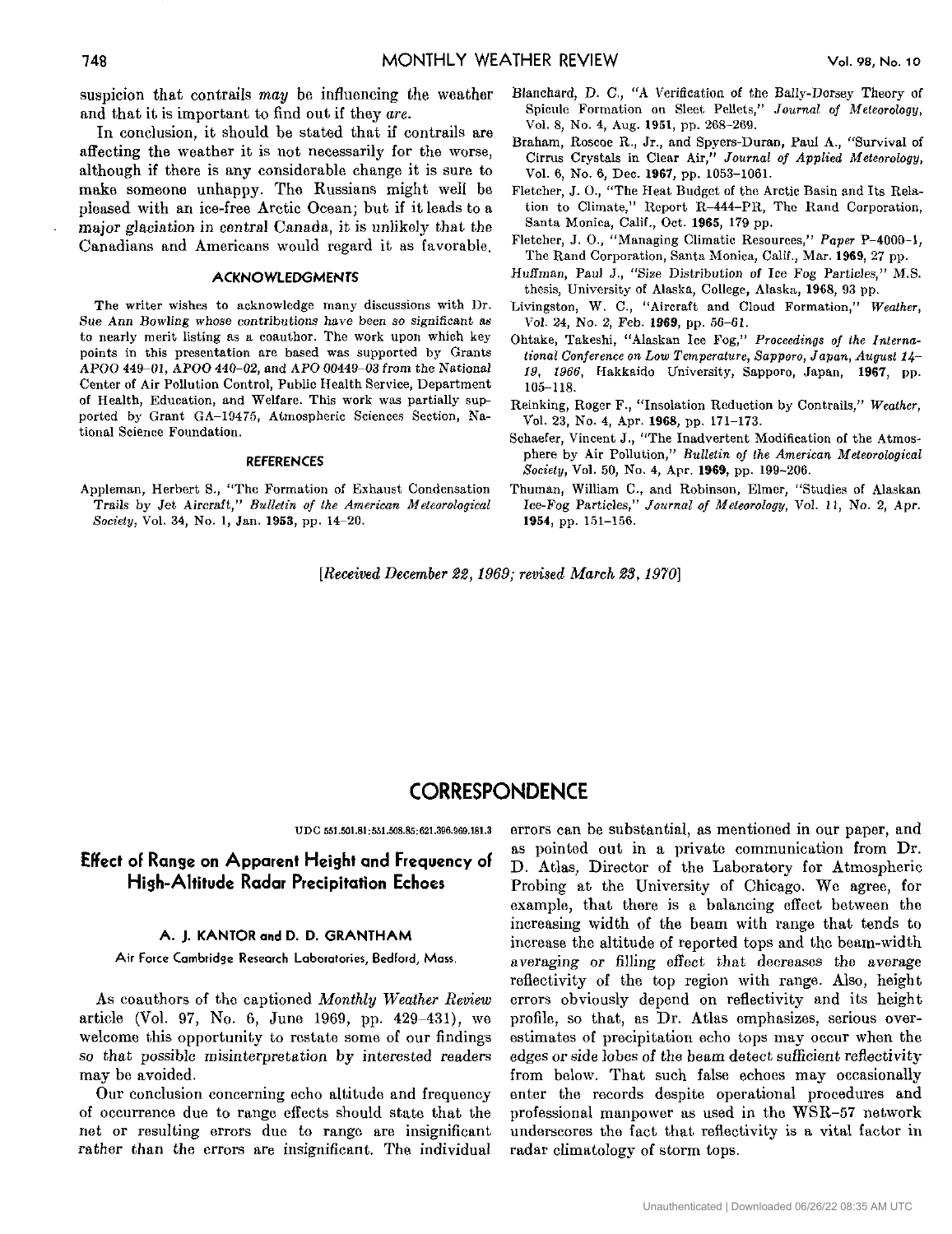suspicion that contrails *may* be influencing the weather and that it is important to find out if they *are*.

In conclusion, it should be stated that if contrails are affecting the weather it is not necessarily for the worse, although if there is any considerable change it is sure to make someone unhappy. The Russians might well be pleased with an ice-free Arctic Ocean; but if it leads to a major glaciation in central Canada, it is unlikely that the Canadians and Americans would regard it as favorable.

## ACKNOWLEDGMENTS

The writer wishes to acknowledge many discussions with Dr. Sue Ann Bowling whose contributions have been so significant as to nearly merit listing as a coauthor. The work upon which key points in this presentation are based was supported by Grants APOO 449–01, APOO 440–02, and APO 00449–03 from the National Center of Air Pollution Control, Public Health Service, Department of Health, Education, and Welfare. This work was partially supported by Grant GA-19475, Atmospheric Sciences Section, National Science Foundation.

## REFERENCES

Appleman, Herbert S., "The Formation of Exhaust Condensation Trails by Jet Aircraft," *Bulletin of the American Meteorological Society*, Vol. 34, No. 1, Jan. **1953**, pp. 14–20.

Blanchard, D. C., "A Verification of the Bally-Dorsey Theory of Spicule Formation on Sleet Pellets," *Journal of Meteorology*, Vol. 8, No. 4, Aug. **1951**, pp. 268–269.

Braham, Roscoe R., Jr., and Spyers-Duran, Paul A., "Survival of Cirrus Crystals in Clear Air," *Journal of Applied Meteorology*, Vol. 6, No. 6, Dec. **1967**, pp. 1053–1061.

Fletcher, J. O., "The Heat Budget of the Arctic Basin and Its Relation to Climate," Report R–444–PR, The Rand Corporation, Santa Monica, Calif., Oct. **1965**, 179 pp.

Fletcher, J. O., "Managing Climatic Resources," *Paper* P–4000–1, The Rand Corporation, Santa Monica, Calif., Mar. **1969**, 27 pp.

Huffman, Paul J., "Size Distribution of Ice Fog Particles," M.S. thesis, University of Alaska, College, Alaska, **1968**, 93 pp.

Livingston, W. C., "Aircraft and Cloud Formation," *Weather*, Vol. 24, No. 2, Feb. **1969**, pp. 56–61.

Ohtake, Takeshi, "Alaskan Ice Fog," *Proceedings of the International Conference on Low Temperature, Sapporo, Japan, August 14–19, 1966*, Hakkaido University, Sapporo, Japan, **1967**, pp. 105–118.

Reinking, Roger F., "Insolation Reduction by Contrails," *Weather*, Vol. 23, No. 4, Apr. **1968**, pp. 171–173.

Schaefer, Vincent J., "The Inadvertent Modification of the Atmosphere by Air Pollution," *Bulletin of the American Meteorological Society*, Vol. 50, No. 4, Apr. **1969**, pp. 199–206.

Thuman, William C., and Robinson, Elmer, "Studies of Alaskan Ice-Fog Particles," *Journal of Meteorology*, Vol. 11, No. 2, Apr. **1954**, pp. 151–156.

[*Received December 22, 1969; revised March 23, 1970*]

# CORRESPONDENCE

UDC 551.501.81:551.508.85:621.396.969.181.3

## Effect of Range on Apparent Height and Frequency of High-Altitude Radar Precipitation Echoes

**A. J. KANTOR and D. D. GRANTHAM**

Air Force Cambridge Research Laboratories, Bedford, Mass.

As coauthors of the captioned *Monthly Weather Review* article (Vol. 97, No. 6, June 1969, pp. 429–431), we welcome this opportunity to restate some of our findings so that possible misinterpretation by interested readers may be avoided.

Our conclusion concerning echo altitude and frequency of occurrence due to range effects should state that the net or resulting errors due to range are insignificant rather than the errors are insignificant. The individual errors can be substantial, as mentioned in our paper, and as pointed out in a private communication from Dr. D. Atlas, Director of the Laboratory for Atmospheric Probing at the University of Chicago. We agree, for example, that there is a balancing effect between the increasing width of the beam with range that tends to increase the altitude of reported tops and the beam-width averaging or filling effect that decreases the average reflectivity of the top region with range. Also, height errors obviously depend on reflectivity and its height profile, so that, as Dr. Atlas emphasizes, serious overestimates of precipitation echo tops may occur when the edges or side lobes of the beam detect sufficient reflectivity from below. That such false echoes may occasionally enter the records despite operational procedures and professional manpower as used in the WSR–57 network underscores the fact that reflectivity is a vital factor in radar climatology of storm tops.